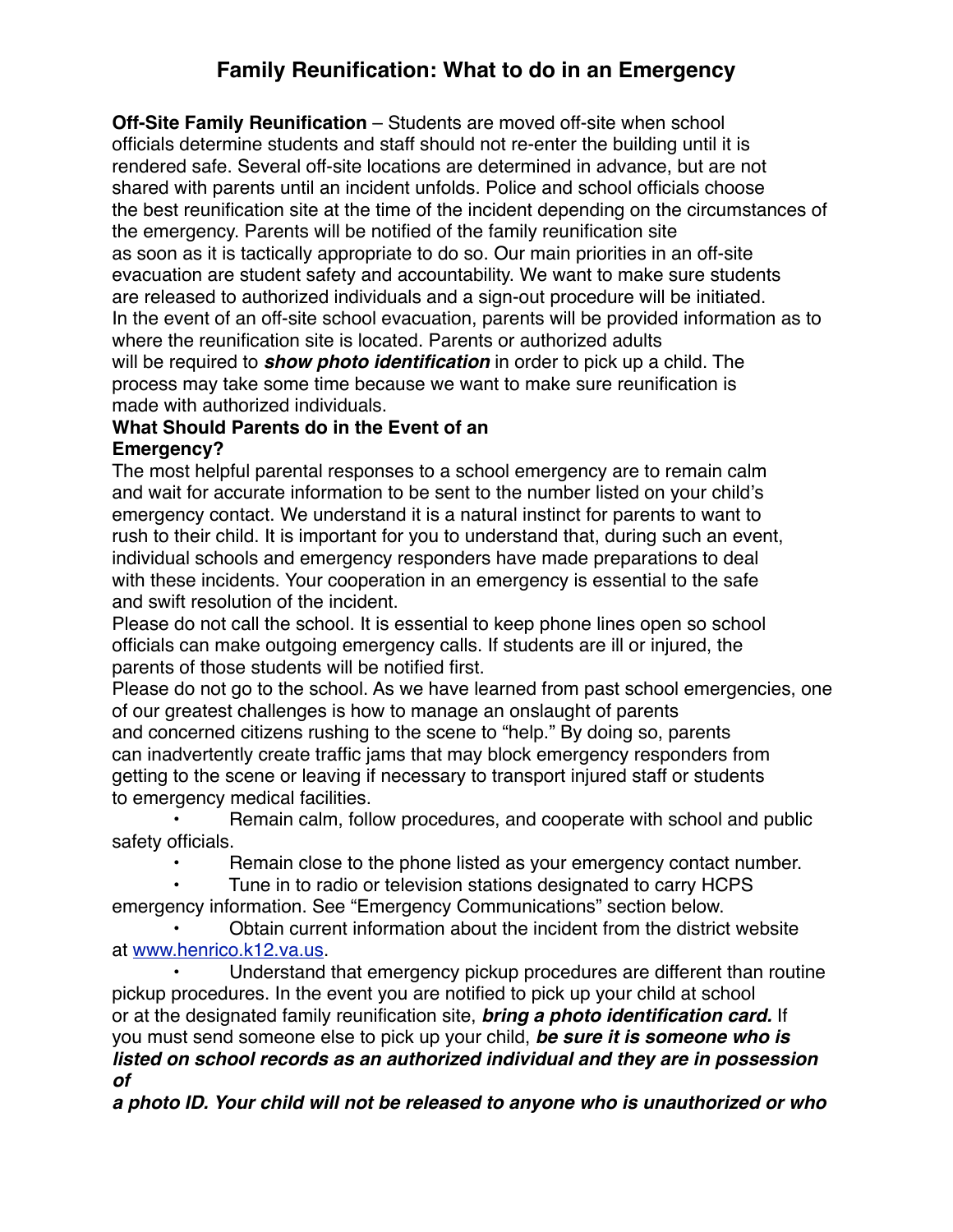# Family Reunification: What to do in an Emergency

**Off-Site Family Reunification** – Students are moved off-site when school officials determine students and staff should not re-enter the building until it is rendered safe. Several off-site locations are determined in advance, but are not shared with parents until an incident unfolds. Police and school officials choose the best reunification site at the time of the incident depending on the circumstances of the emergency. Parents will be notified of the family reunification site as soon as it is tactically appropriate to do so. Our main priorities in an off-site evacuation are student safety and accountability. We want to make sure students are released to authorized individuals and a sign-out procedure will be initiated. In the event of an off-site school evacuation, parents will be provided information as to where the reunification site is located. Parents or authorized adults will be required to ***show photo identification*** in order to pick up a child. The process may take some time because we want to make sure reunification is made with authorized individuals.

**What Should Parents do in the Event of an Emergency?**

The most helpful parental responses to a school emergency are to remain calm and wait for accurate information to be sent to the number listed on your child's emergency contact. We understand it is a natural instinct for parents to want to rush to their child. It is important for you to understand that, during such an event, individual schools and emergency responders have made preparations to deal with these incidents. Your cooperation in an emergency is essential to the safe and swift resolution of the incident.

Please do not call the school. It is essential to keep phone lines open so school officials can make outgoing emergency calls. If students are ill or injured, the parents of those students will be notified first.

Please do not go to the school. As we have learned from past school emergencies, one of our greatest challenges is how to manage an onslaught of parents and concerned citizens rushing to the scene to "help." By doing so, parents can inadvertently create traffic jams that may block emergency responders from getting to the scene or leaving if necessary to transport injured staff or students to emergency medical facilities.

- Remain calm, follow procedures, and cooperate with school and public safety officials.
- Remain close to the phone listed as your emergency contact number.
- Tune in to radio or television stations designated to carry HCPS emergency information. See "Emergency Communications" section below.
- Obtain current information about the incident from the district website at [www.henrico.k12.va.us](http://www.henrico.k12.va.us).
- Understand that emergency pickup procedures are different than routine pickup procedures. In the event you are notified to pick up your child at school or at the designated family reunification site, ***bring a photo identification card.*** If you must send someone else to pick up your child, ***be sure it is someone who is listed on school records as an authorized individual and they are in possession of a photo ID. Your child will not be released to anyone who is unauthorized or who***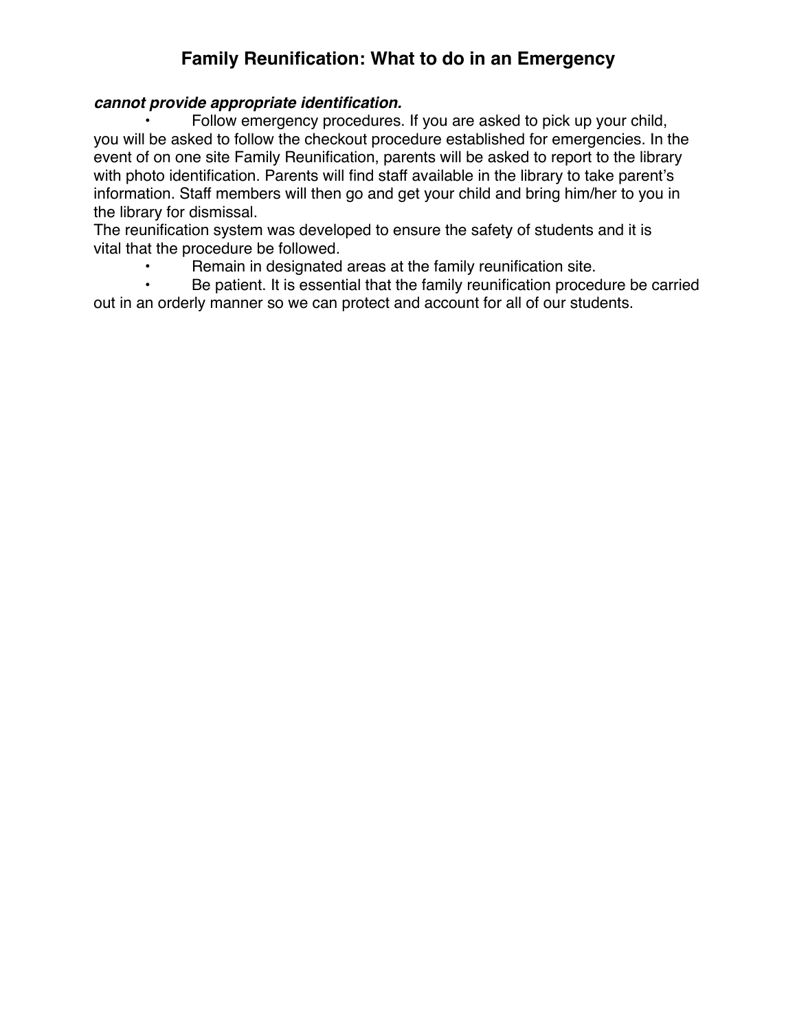# Family Reunification: What to do in an Emergency

***cannot provide appropriate identification.***

- Follow emergency procedures. If you are asked to pick up your child, you will be asked to follow the checkout procedure established for emergencies. In the event of on one site Family Reunification, parents will be asked to report to the library with photo identification. Parents will find staff available in the library to take parent's information. Staff members will then go and get your child and bring him/her to you in the library for dismissal.

The reunification system was developed to ensure the safety of students and it is vital that the procedure be followed.

- Remain in designated areas at the family reunification site.
- Be patient. It is essential that the family reunification procedure be carried out in an orderly manner so we can protect and account for all of our students.